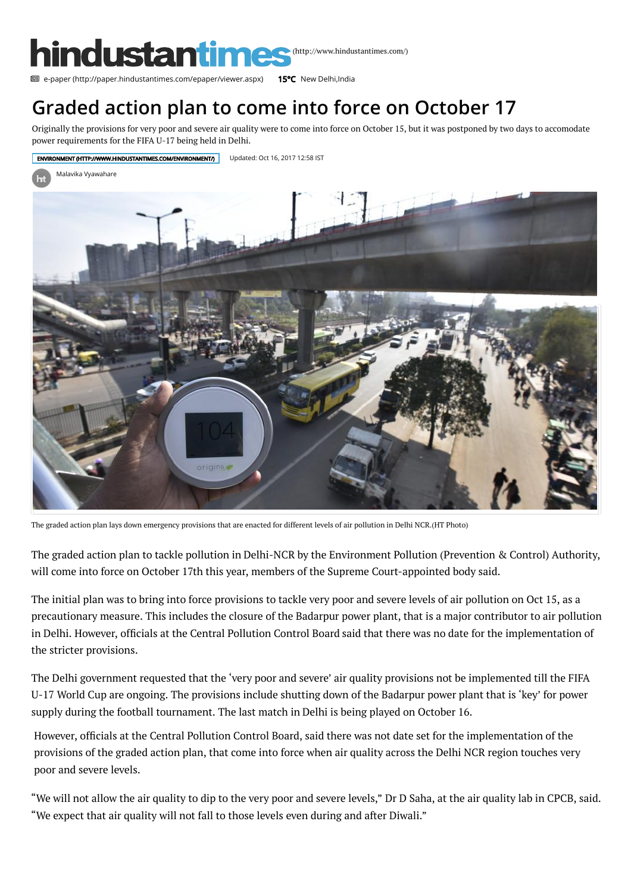hindustantimes (http://www.hindustantimes.com/)

e-paper (http://paper.hindustantimes.com/epaper/viewer.aspx) 15°C New Delhi,India

# Graded action plan to come into force on October 17

Originally the provisions for very poor and severe air quality were to come into force on October 15, but it was postponed by two days to accomodate power requirements for the FIFA U-17 being held in Delhi.

ENVIRONMENT (HTTP://WWW.HINDUSTANTIMES.COM/ENVIRONMENT/) Updated: Oct 16, 2017 12:58 IST

Malavika Vyawahare

The graded action plan lays down emergency provisions that are enacted for different levels of air pollution in Delhi NCR.(HT Photo)

The graded action plan to tackle pollution in Delhi-NCR by the Environment Pollution (Prevention & Control) Authority, will come into force on October 17th this year, members of the Supreme Court-appointed body said.

The initial plan was to bring into force provisions to tackle very poor and severe levels of air pollution on Oct 15, as a precautionary measure. This includes the closure of the Badarpur power plant, that is a major contributor to air pollution in Delhi. However, officials at the Central Pollution Control Board said that there was no date for the implementation of the stricter provisions.

The Delhi government requested that the 'very poor and severe' air quality provisions not be implemented till the FIFA U-17 World Cup are ongoing. The provisions include shutting down of the Badarpur power plant that is 'key' for power supply during the football tournament. The last match in Delhi is being played on October 16.

However, officials at the Central Pollution Control Board, said there was not date set for the implementation of the provisions of the graded action plan, that come into force when air quality across the Delhi NCR region touches very poor and severe levels.

"We will not allow the air quality to dip to the very poor and severe levels," Dr D Saha, at the air quality lab in CPCB, said. "We expect that air quality will not fall to those levels even during and after Diwali."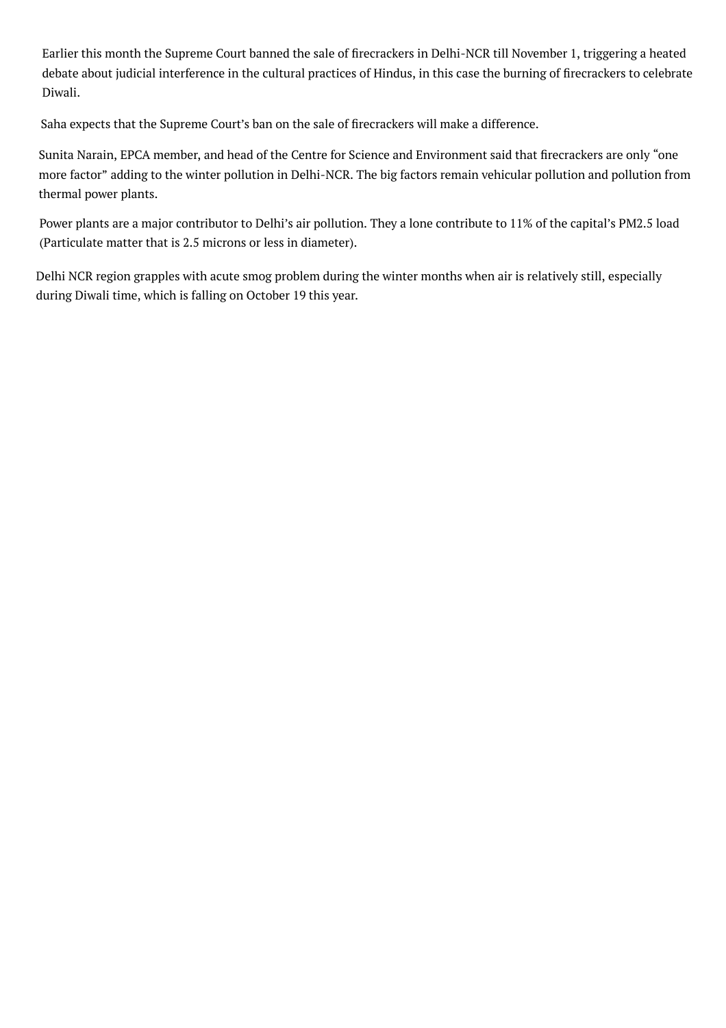Earlier this month the Supreme Court banned the sale of firecrackers in Delhi-NCR till November 1, triggering a heated debate about judicial interference in the cultural practices of Hindus, in this case the burning of firecrackers to celebrate Diwali.

Saha expects that the Supreme Court's ban on the sale of firecrackers will make a difference.

Sunita Narain, EPCA member, and head of the Centre for Science and Environment said that firecrackers are only "one more factor" adding to the winter pollution in Delhi-NCR. The big factors remain vehicular pollution and pollution from thermal power plants.

Power plants are a major contributor to Delhi's air pollution. They a lone contribute to 11% of the capital's PM2.5 load (Particulate matter that is 2.5 microns or less in diameter).

Delhi NCR region grapples with acute smog problem during the winter months when air is relatively still, especially during Diwali time, which is falling on October 19 this year.